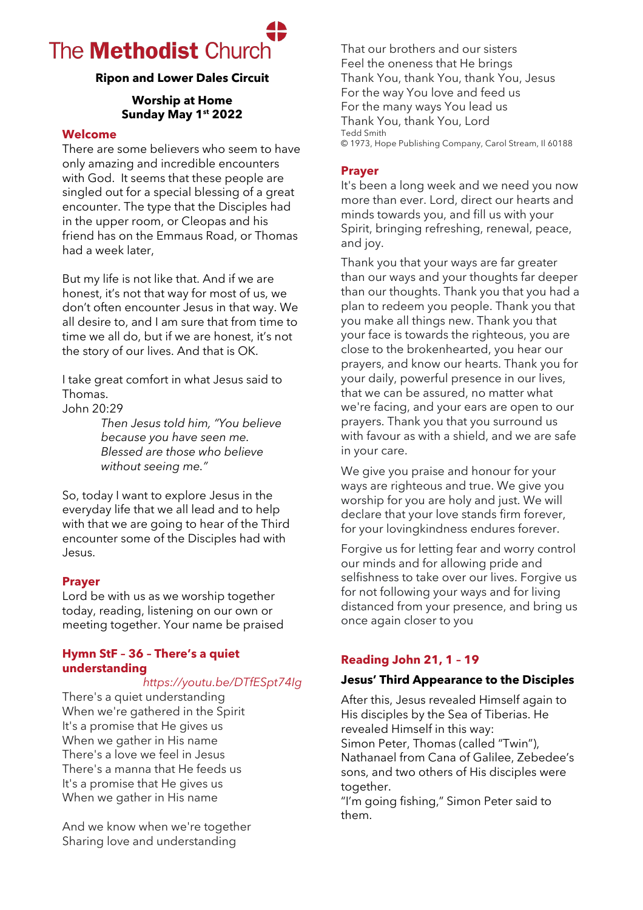# The Methodist Church

**Ripon and Lower Dales Circuit**

**Worship at Home**
**Sunday May 1st 2022**

## Welcome

There are some believers who seem to have only amazing and incredible encounters with God. It seems that these people are singled out for a special blessing of a great encounter. The type that the Disciples had in the upper room, or Cleopas and his friend has on the Emmaus Road, or Thomas had a week later,

But my life is not like that. And if we are honest, it's not that way for most of us, we don't often encounter Jesus in that way. We all desire to, and I am sure that from time to time we all do, but if we are honest, it's not the story of our lives. And that is OK.

I take great comfort in what Jesus said to Thomas.
John 20:29

> *Then Jesus told him, "You believe because you have seen me. Blessed are those who believe without seeing me."*

So, today I want to explore Jesus in the everyday life that we all lead and to help with that we are going to hear of the Third encounter some of the Disciples had with Jesus.

## Prayer

Lord be with us as we worship together today, reading, listening on our own or meeting together. Your name be praised

## Hymn StF – 36 – There's a quiet understanding

*https://youtu.be/DTfESpt74Ig*

There's a quiet understanding
When we're gathered in the Spirit
It's a promise that He gives us
When we gather in His name
There's a love we feel in Jesus
There's a manna that He feeds us
It's a promise that He gives us
When we gather in His name

And we know when we're together
Sharing love and understanding
That our brothers and our sisters
Feel the oneness that He brings
Thank You, thank You, thank You, Jesus
For the way You love and feed us
For the many ways You lead us
Thank You, thank You, Lord

Tedd Smith
© 1973, Hope Publishing Company, Carol Stream, Il 60188

## Prayer

It's been a long week and we need you now more than ever. Lord, direct our hearts and minds towards you, and fill us with your Spirit, bringing refreshing, renewal, peace, and joy.

Thank you that your ways are far greater than our ways and your thoughts far deeper than our thoughts. Thank you that you had a plan to redeem you people. Thank you that you make all things new. Thank you that your face is towards the righteous, you are close to the brokenhearted, you hear our prayers, and know our hearts. Thank you for your daily, powerful presence in our lives, that we can be assured, no matter what we're facing, and your ears are open to our prayers. Thank you that you surround us with favour as with a shield, and we are safe in your care.

We give you praise and honour for your ways are righteous and true. We give you worship for you are holy and just. We will declare that your love stands firm forever, for your lovingkindness endures forever.

Forgive us for letting fear and worry control our minds and for allowing pride and selfishness to take over our lives. Forgive us for not following your ways and for living distanced from your presence, and bring us once again closer to you

## Reading John 21, 1 – 19

### Jesus' Third Appearance to the Disciples

After this, Jesus revealed Himself again to His disciples by the Sea of Tiberias. He revealed Himself in this way:
Simon Peter, Thomas (called "Twin"), Nathanael from Cana of Galilee, Zebedee's sons, and two others of His disciples were together.
"I'm going fishing," Simon Peter said to them.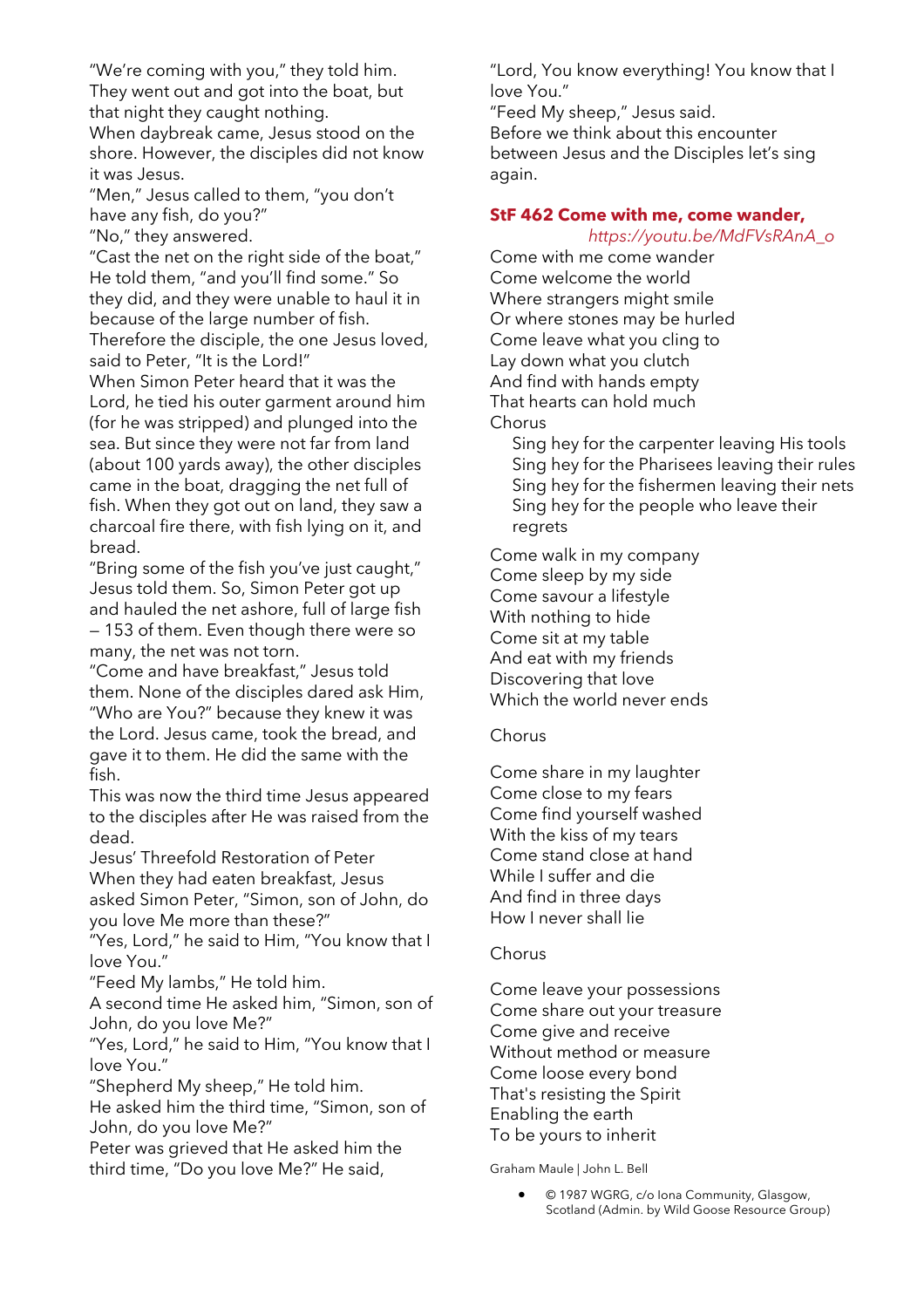"We're coming with you," they told him. They went out and got into the boat, but that night they caught nothing.
When daybreak came, Jesus stood on the shore. However, the disciples did not know it was Jesus.
"Men," Jesus called to them, "you don't have any fish, do you?"
"No," they answered.
"Cast the net on the right side of the boat," He told them, "and you'll find some." So they did, and they were unable to haul it in because of the large number of fish.
Therefore the disciple, the one Jesus loved, said to Peter, "It is the Lord!"
When Simon Peter heard that it was the Lord, he tied his outer garment around him (for he was stripped) and plunged into the sea. But since they were not far from land (about 100 yards away), the other disciples came in the boat, dragging the net full of fish. When they got out on land, they saw a charcoal fire there, with fish lying on it, and bread.
"Bring some of the fish you've just caught," Jesus told them. So, Simon Peter got up and hauled the net ashore, full of large fish – 153 of them. Even though there were so many, the net was not torn.
"Come and have breakfast," Jesus told them. None of the disciples dared ask Him, "Who are You?" because they knew it was the Lord. Jesus came, took the bread, and gave it to them. He did the same with the fish.
This was now the third time Jesus appeared to the disciples after He was raised from the dead.
Jesus' Threefold Restoration of Peter
When they had eaten breakfast, Jesus asked Simon Peter, "Simon, son of John, do you love Me more than these?"
"Yes, Lord," he said to Him, "You know that I love You."
"Feed My lambs," He told him.
A second time He asked him, "Simon, son of John, do you love Me?"
"Yes, Lord," he said to Him, "You know that I love You."
"Shepherd My sheep," He told him.
He asked him the third time, "Simon, son of John, do you love Me?"
Peter was grieved that He asked him the third time, "Do you love Me?" He said, "Lord, You know everything! You know that I love You."
"Feed My sheep," Jesus said.
Before we think about this encounter between Jesus and the Disciples let's sing again.

**StF 462 Come with me, come wander,** *https://youtu.be/MdFVsRAnA_o*

Come with me come wander
Come welcome the world
Where strangers might smile
Or where stones may be hurled
Come leave what you cling to
Lay down what you clutch
And find with hands empty
That hearts can hold much
Chorus
Sing hey for the carpenter leaving His tools
Sing hey for the Pharisees leaving their rules
Sing hey for the fishermen leaving their nets
Sing hey for the people who leave their regrets

Come walk in my company
Come sleep by my side
Come savour a lifestyle
With nothing to hide
Come sit at my table
And eat with my friends
Discovering that love
Which the world never ends

Chorus

Come share in my laughter
Come close to my fears
Come find yourself washed
With the kiss of my tears
Come stand close at hand
While I suffer and die
And find in three days
How I never shall lie

Chorus

Come leave your possessions
Come share out your treasure
Come give and receive
Without method or measure
Come loose every bond
That's resisting the Spirit
Enabling the earth
To be yours to inherit

Graham Maule | John L. Bell

- © 1987 WGRG, c/o Iona Community, Glasgow, Scotland (Admin. by Wild Goose Resource Group)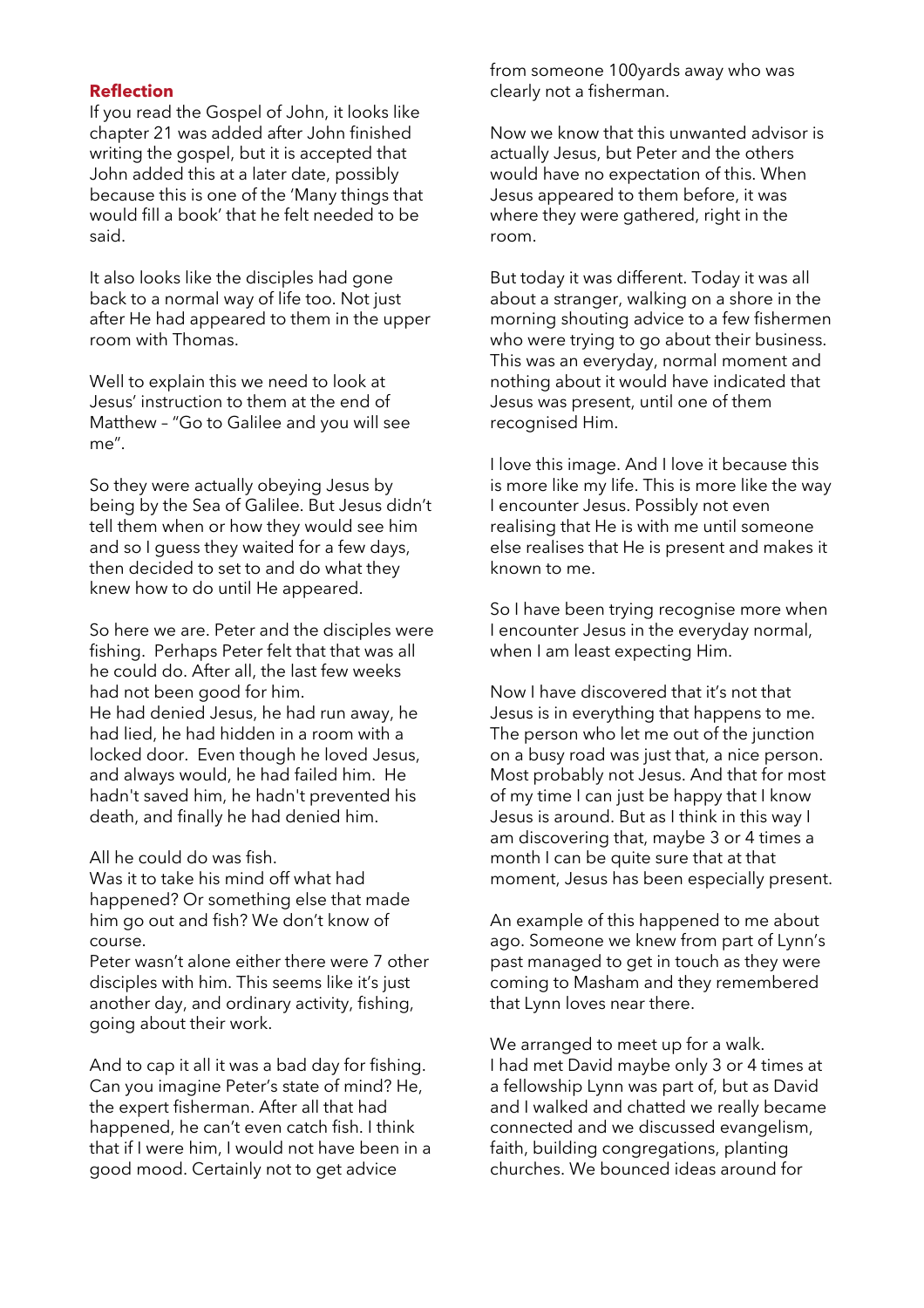### Reflection

If you read the Gospel of John, it looks like chapter 21 was added after John finished writing the gospel, but it is accepted that John added this at a later date, possibly because this is one of the 'Many things that would fill a book' that he felt needed to be said.

It also looks like the disciples had gone back to a normal way of life too. Not just after He had appeared to them in the upper room with Thomas.

Well to explain this we need to look at Jesus' instruction to them at the end of Matthew – "Go to Galilee and you will see me".

So they were actually obeying Jesus by being by the Sea of Galilee. But Jesus didn't tell them when or how they would see him and so I guess they waited for a few days, then decided to set to and do what they knew how to do until He appeared.

So here we are. Peter and the disciples were fishing. Perhaps Peter felt that that was all he could do. After all, the last few weeks had not been good for him.
He had denied Jesus, he had run away, he had lied, he had hidden in a room with a locked door. Even though he loved Jesus, and always would, he had failed him. He hadn't saved him, he hadn't prevented his death, and finally he had denied him.

All he could do was fish.
Was it to take his mind off what had happened? Or something else that made him go out and fish? We don't know of course.
Peter wasn't alone either there were 7 other disciples with him. This seems like it's just another day, and ordinary activity, fishing, going about their work.

And to cap it all it was a bad day for fishing. Can you imagine Peter's state of mind? He, the expert fisherman. After all that had happened, he can't even catch fish. I think that if I were him, I would not have been in a good mood. Certainly not to get advice from someone 100yards away who was clearly not a fisherman.

Now we know that this unwanted advisor is actually Jesus, but Peter and the others would have no expectation of this. When Jesus appeared to them before, it was where they were gathered, right in the room.

But today it was different. Today it was all about a stranger, walking on a shore in the morning shouting advice to a few fishermen who were trying to go about their business. This was an everyday, normal moment and nothing about it would have indicated that Jesus was present, until one of them recognised Him.

I love this image. And I love it because this is more like my life. This is more like the way I encounter Jesus. Possibly not even realising that He is with me until someone else realises that He is present and makes it known to me.

So I have been trying recognise more when I encounter Jesus in the everyday normal, when I am least expecting Him.

Now I have discovered that it's not that Jesus is in everything that happens to me. The person who let me out of the junction on a busy road was just that, a nice person. Most probably not Jesus. And that for most of my time I can just be happy that I know Jesus is around. But as I think in this way I am discovering that, maybe 3 or 4 times a month I can be quite sure that at that moment, Jesus has been especially present.

An example of this happened to me about ago. Someone we knew from part of Lynn's past managed to get in touch as they were coming to Masham and they remembered that Lynn loves near there.

We arranged to meet up for a walk.
I had met David maybe only 3 or 4 times at a fellowship Lynn was part of, but as David and I walked and chatted we really became connected and we discussed evangelism, faith, building congregations, planting churches. We bounced ideas around for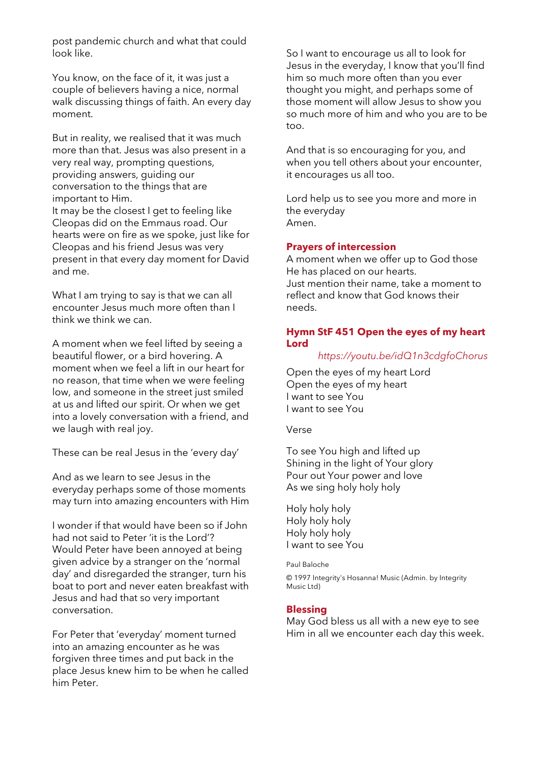post pandemic church and what that could look like.

You know, on the face of it, it was just a couple of believers having a nice, normal walk discussing things of faith. An every day moment.

But in reality, we realised that it was much more than that. Jesus was also present in a very real way, prompting questions, providing answers, guiding our conversation to the things that are important to Him.
It may be the closest I get to feeling like Cleopas did on the Emmaus road. Our hearts were on fire as we spoke, just like for Cleopas and his friend Jesus was very present in that every day moment for David and me.

What I am trying to say is that we can all encounter Jesus much more often than I think we think we can.

A moment when we feel lifted by seeing a beautiful flower, or a bird hovering. A moment when we feel a lift in our heart for no reason, that time when we were feeling low, and someone in the street just smiled at us and lifted our spirit. Or when we get into a lovely conversation with a friend, and we laugh with real joy.

These can be real Jesus in the 'every day'

And as we learn to see Jesus in the everyday perhaps some of those moments may turn into amazing encounters with Him

I wonder if that would have been so if John had not said to Peter 'it is the Lord'? Would Peter have been annoyed at being given advice by a stranger on the 'normal day' and disregarded the stranger, turn his boat to port and never eaten breakfast with Jesus and had that so very important conversation.

For Peter that 'everyday' moment turned into an amazing encounter as he was forgiven three times and put back in the place Jesus knew him to be when he called him Peter.

So I want to encourage us all to look for Jesus in the everyday, I know that you'll find him so much more often than you ever thought you might, and perhaps some of those moment will allow Jesus to show you so much more of him and who you are to be too.

And that is so encouraging for you, and when you tell others about your encounter, it encourages us all too.

Lord help us to see you more and more in the everyday
Amen.

## Prayers of intercession

A moment when we offer up to God those He has placed on our hearts.
Just mention their name, take a moment to reflect and know that God knows their needs.

## Hymn StF 451 Open the eyes of my heart Lord

*https://youtu.be/idQ1n3cdgfoChorus*

Open the eyes of my heart Lord
Open the eyes of my heart
I want to see You
I want to see You

Verse

To see You high and lifted up
Shining in the light of Your glory
Pour out Your power and love
As we sing holy holy holy

Holy holy holy
Holy holy holy
Holy holy holy
I want to see You

Paul Baloche

© 1997 Integrity's Hosanna! Music (Admin. by Integrity Music Ltd)

## Blessing

May God bless us all with a new eye to see Him in all we encounter each day this week.